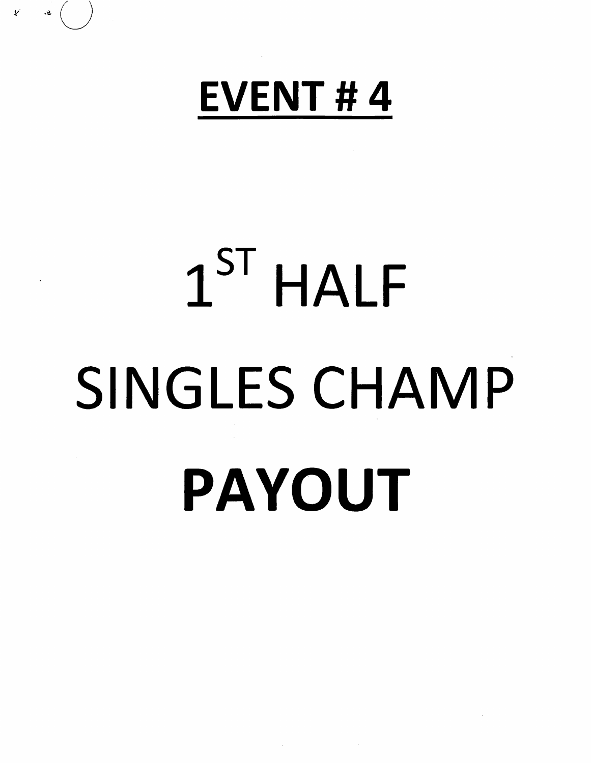# EVENT # 4

# 1ST HALF

# SINGLES CHAMP

# **PAYOUT**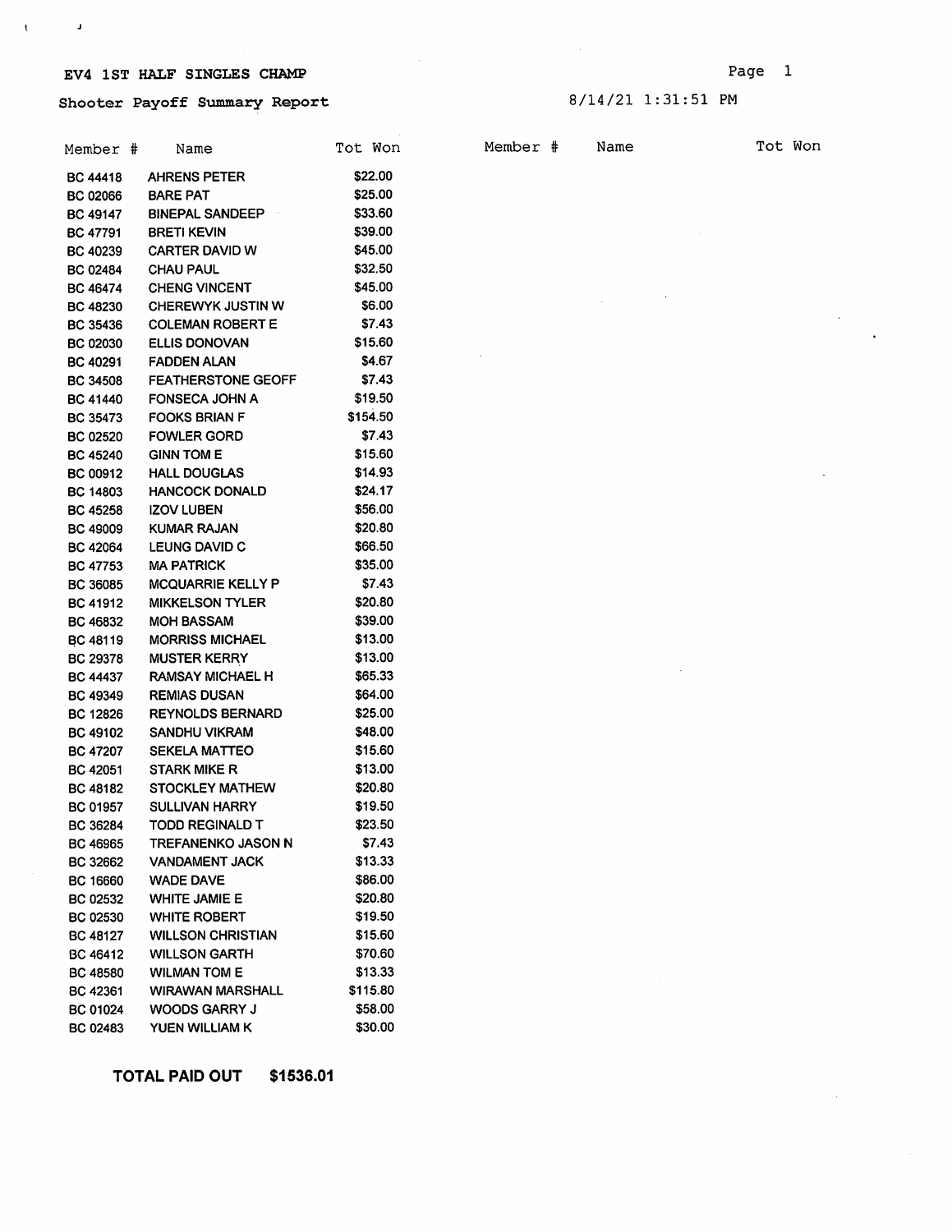# EV4 1ST HALF SINGLES CHAMP

## Shooter Payoff Summary Report

8/14/21 1:31:51 PM

| Member # | Name | Tot Won |
|---|---|---|
| BC 44418 | AHRENS PETER | $22.00 |
| BC 02066 | BARE PAT | $25.00 |
| BC 49147 | BINEPAL SANDEEP | $33.60 |
| BC 47791 | BRETI KEVIN | $39.00 |
| BC 40239 | CARTER DAVID W | $45.00 |
| BC 02484 | CHAU PAUL | $32.50 |
| BC 46474 | CHENG VINCENT | $45.00 |
| BC 48230 | CHEREWYK JUSTIN W | $6.00 |
| BC 35436 | COLEMAN ROBERT E | $7.43 |
| BC 02030 | ELLIS DONOVAN | $15.60 |
| BC 40291 | FADDEN ALAN | $4.67 |
| BC 34508 | FEATHERSTONE GEOFF | $7.43 |
| BC 41440 | FONSECA JOHN A | $19.50 |
| BC 35473 | FOOKS BRIAN F | $154.50 |
| BC 02520 | FOWLER GORD | $7.43 |
| BC 45240 | GINN TOM E | $15.60 |
| BC 00912 | HALL DOUGLAS | $14.93 |
| BC 14803 | HANCOCK DONALD | $24.17 |
| BC 45258 | IZOV LUBEN | $56.00 |
| BC 49009 | KUMAR RAJAN | $20.80 |
| BC 42064 | LEUNG DAVID C | $66.50 |
| BC 47753 | MA PATRICK | $35.00 |
| BC 36085 | MCQUARRIE KELLY P | $7.43 |
| BC 41912 | MIKKELSON TYLER | $20.80 |
| BC 46832 | MOH BASSAM | $39.00 |
| BC 48119 | MORRISS MICHAEL | $13.00 |
| BC 29378 | MUSTER KERRY | $13.00 |
| BC 44437 | RAMSAY MICHAEL H | $65.33 |
| BC 49349 | REMIAS DUSAN | $64.00 |
| BC 12826 | REYNOLDS BERNARD | $25.00 |
| BC 49102 | SANDHU VIKRAM | $48.00 |
| BC 47207 | SEKELA MATTEO | $15.60 |
| BC 42051 | STARK MIKE R | $13.00 |
| BC 48182 | STOCKLEY MATHEW | $20.80 |
| BC 01957 | SULLIVAN HARRY | $19.50 |
| BC 36284 | TODD REGINALD T | $23.50 |
| BC 46965 | TREFANENKO JASON N | $7.43 |
| BC 32662 | VANDAMENT JACK | $13.33 |
| BC 16660 | WADE DAVE | $86.00 |
| BC 02532 | WHITE JAMIE E | $20.80 |
| BC 02530 | WHITE ROBERT | $19.50 |
| BC 48127 | WILLSON CHRISTIAN | $15.60 |
| BC 46412 | WILLSON GARTH | $70.60 |
| BC 48580 | WILMAN TOM E | $13.33 |
| BC 42361 | WIRAWAN MARSHALL | $115.80 |
| BC 01024 | WOODS GARRY J | $58.00 |
| BC 02483 | YUEN WILLIAM K | $30.00 |

**TOTAL PAID OUT $1536.01**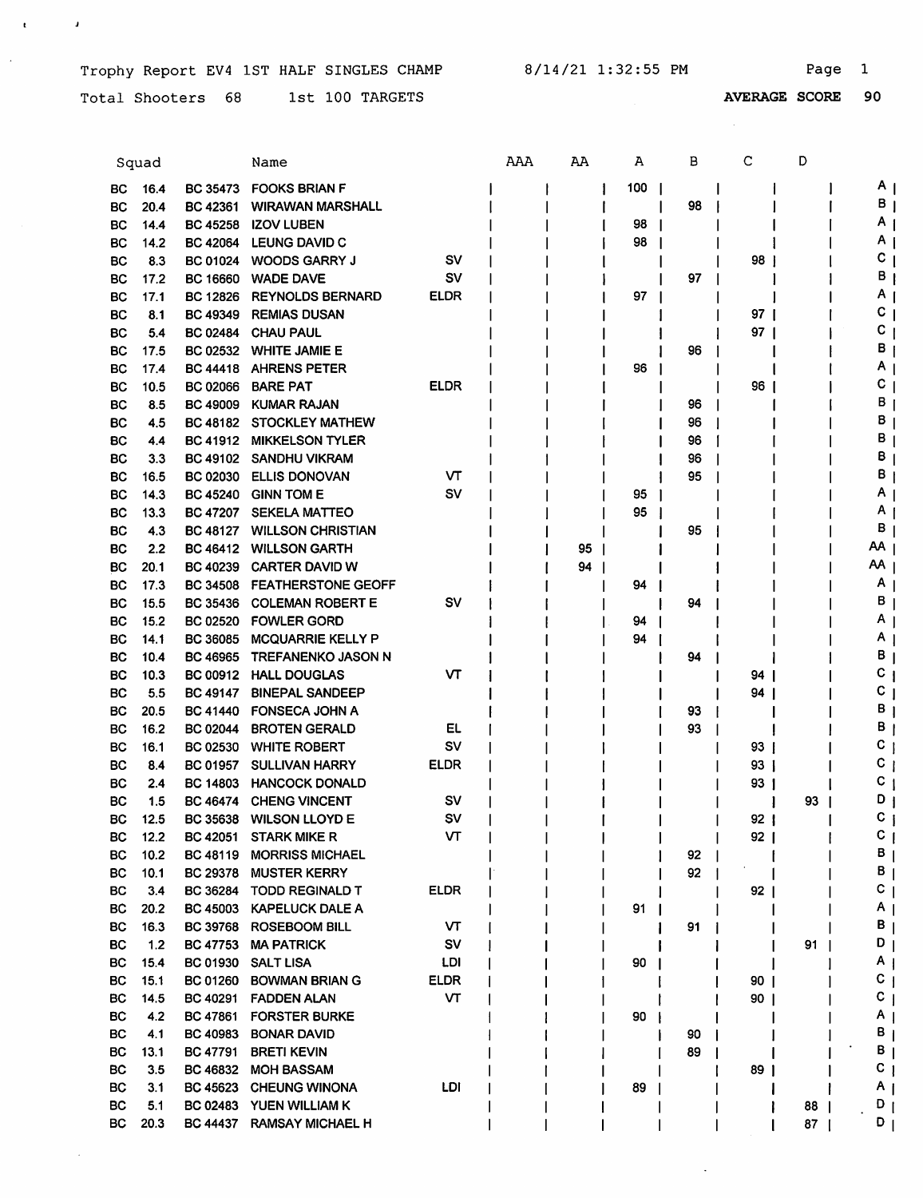Trophy Report EV4 1ST HALF SINGLES CHAMP    8/14/21 1:32:55 PM

Total Shooters 68    1st 100 TARGETS    **AVERAGE SCORE 90**

| Squad | | | Name | | AAA | AA | A | B | C | D | |
|---|---|---|---|---|---|---|---|---|---|---|---|
| BC | 16.4 | BC 35473 | FOOKS BRIAN F | | | | 100 | | | | A |
| BC | 20.4 | BC 42361 | WIRAWAN MARSHALL | | | | | 98 | | | B |
| BC | 14.4 | BC 45258 | IZOV LUBEN | | | | 98 | | | | A |
| BC | 14.2 | BC 42064 | LEUNG DAVID C | | | | 98 | | | | A |
| BC | 8.3 | BC 01024 | WOODS GARRY J | SV | | | | | 98 | | C |
| BC | 17.2 | BC 16660 | WADE DAVE | SV | | | | 97 | | | B |
| BC | 17.1 | BC 12826 | REYNOLDS BERNARD | ELDR | | | 97 | | | | A |
| BC | 8.1 | BC 49349 | REMIAS DUSAN | | | | | | 97 | | C |
| BC | 5.4 | BC 02484 | CHAU PAUL | | | | | | 97 | | C |
| BC | 17.5 | BC 02532 | WHITE JAMIE E | | | | | 96 | | | B |
| BC | 17.4 | BC 44418 | AHRENS PETER | | | | 96 | | | | A |
| BC | 10.5 | BC 02066 | BARE PAT | ELDR | | | | | 96 | | C |
| BC | 8.5 | BC 49009 | KUMAR RAJAN | | | | | 96 | | | B |
| BC | 4.5 | BC 48182 | STOCKLEY MATHEW | | | | | 96 | | | B |
| BC | 4.4 | BC 41912 | MIKKELSON TYLER | | | | | 96 | | | B |
| BC | 3.3 | BC 49102 | SANDHU VIKRAM | | | | | 96 | | | B |
| BC | 16.5 | BC 02030 | ELLIS DONOVAN | VT | | | | 95 | | | B |
| BC | 14.3 | BC 45240 | GINN TOM E | SV | | | 95 | | | | A |
| BC | 13.3 | BC 47207 | SEKELA MATTEO | | | | 95 | | | | A |
| BC | 4.3 | BC 48127 | WILLSON CHRISTIAN | | | | | 95 | | | B |
| BC | 2.2 | BC 46412 | WILLSON GARTH | | | 95 | | | | | AA |
| BC | 20.1 | BC 40239 | CARTER DAVID W | | | 94 | | | | | AA |
| BC | 17.3 | BC 34508 | FEATHERSTONE GEOFF | | | | 94 | | | | A |
| BC | 15.5 | BC 35436 | COLEMAN ROBERT E | SV | | | | 94 | | | B |
| BC | 15.2 | BC 02520 | FOWLER GORD | | | | 94 | | | | A |
| BC | 14.1 | BC 36085 | MCQUARRIE KELLY P | | | | 94 | | | | A |
| BC | 10.4 | BC 46965 | TREFANENKO JASON N | | | | | 94 | | | B |
| BC | 10.3 | BC 00912 | HALL DOUGLAS | VT | | | | | 94 | | C |
| BC | 5.5 | BC 49147 | BINEPAL SANDEEP | | | | | | 94 | | C |
| BC | 20.5 | BC 41440 | FONSECA JOHN A | | | | | 93 | | | B |
| BC | 16.2 | BC 02044 | BROTEN GERALD | EL | | | | 93 | | | B |
| BC | 16.1 | BC 02530 | WHITE ROBERT | SV | | | | | 93 | | C |
| BC | 8.4 | BC 01957 | SULLIVAN HARRY | ELDR | | | | | 93 | | C |
| BC | 2.4 | BC 14803 | HANCOCK DONALD | | | | | | 93 | | C |
| BC | 1.5 | BC 46474 | CHENG VINCENT | SV | | | | | | 93 | D |
| BC | 12.5 | BC 35638 | WILSON LLOYD E | SV | | | | | 92 | | C |
| BC | 12.2 | BC 42051 | STARK MIKE R | VT | | | | | 92 | | C |
| BC | 10.2 | BC 48119 | MORRISS MICHAEL | | | | | 92 | | | B |
| BC | 10.1 | BC 29378 | MUSTER KERRY | | | | | 92 | | | B |
| BC | 3.4 | BC 36284 | TODD REGINALD T | ELDR | | | | | 92 | | C |
| BC | 20.2 | BC 45003 | KAPELUCK DALE A | | | | 91 | | | | A |
| BC | 16.3 | BC 39768 | ROSEBOOM BILL | VT | | | | 91 | | | B |
| BC | 1.2 | BC 47753 | MA PATRICK | SV | | | | | | 91 | D |
| BC | 15.4 | BC 01930 | SALT LISA | LDI | | | 90 | | | | A |
| BC | 15.1 | BC 01260 | BOWMAN BRIAN G | ELDR | | | | | 90 | | C |
| BC | 14.5 | BC 40291 | FADDEN ALAN | VT | | | | | 90 | | C |
| BC | 4.2 | BC 47861 | FORSTER BURKE | | | | 90 | | | | A |
| BC | 4.1 | BC 40983 | BONAR DAVID | | | | | 90 | | | B |
| BC | 13.1 | BC 47791 | BRETI KEVIN | | | | | 89 | | | B |
| BC | 3.5 | BC 46832 | MOH BASSAM | | | | | | 89 | | C |
| BC | 3.1 | BC 45623 | CHEUNG WINONA | LDI | | | 89 | | | | A |
| BC | 5.1 | BC 02483 | YUEN WILLIAM K | | | | | | | 88 | D |
| BC | 20.3 | BC 44437 | RAMSAY MICHAEL H | | | | | | | 87 | D |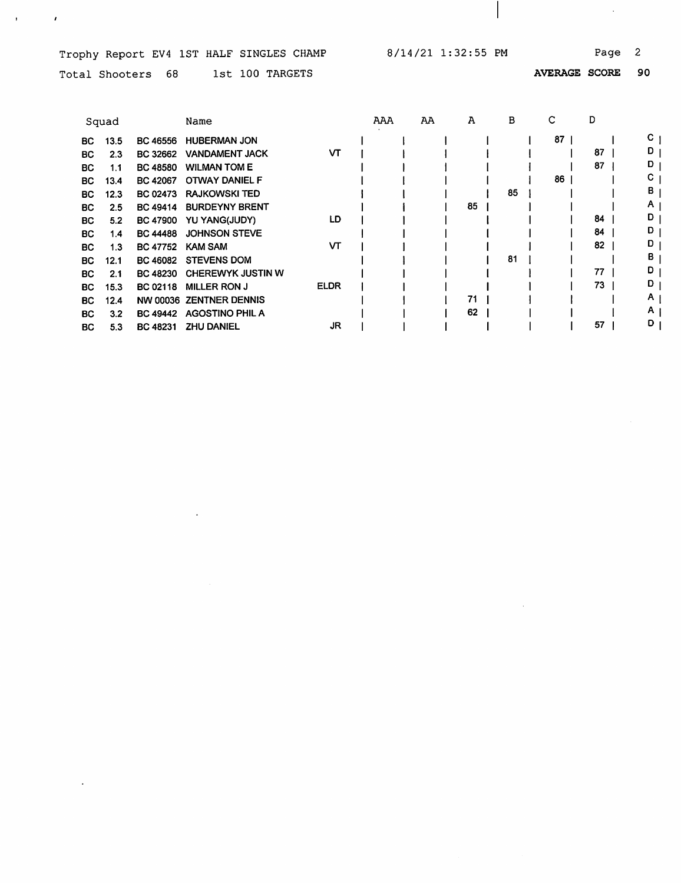Trophy Report EV4 1ST HALF SINGLES CHAMP 8/14/21 1:32:55 PM Page 2

Total Shooters 68 1st 100 TARGETS **AVERAGE SCORE 90**

| Squad | | | Name | | AAA | AA | A | B | C | D | |
|---|---|---|---|---|---|---|---|---|---|---|---|
| BC | 13.5 | BC 46556 | HUBERMAN JON | | | | | | 87 | | C |
| BC | 2.3 | BC 32662 | VANDAMENT JACK | VT | | | | | | 87 | D |
| BC | 1.1 | BC 48580 | WILMAN TOM E | | | | | | | 87 | D |
| BC | 13.4 | BC 42067 | OTWAY DANIEL F | | | | | | 86 | | C |
| BC | 12.3 | BC 02473 | RAJKOWSKI TED | | | | | 85 | | | B |
| BC | 2.5 | BC 49414 | BURDEYNY BRENT | | | | 85 | | | | A |
| BC | 5.2 | BC 47900 | YU YANG(JUDY) | LD | | | | | | 84 | D |
| BC | 1.4 | BC 44488 | JOHNSON STEVE | | | | | | | 84 | D |
| BC | 1.3 | BC 47752 | KAM SAM | VT | | | | | | 82 | D |
| BC | 12.1 | BC 46082 | STEVENS DOM | | | | | 81 | | | B |
| BC | 2.1 | BC 48230 | CHEREWYK JUSTIN W | | | | | | | 77 | D |
| BC | 15.3 | BC 02118 | MILLER RON J | ELDR | | | | | | 73 | D |
| BC | 12.4 | NW 00036 | ZENTNER DENNIS | | | | 71 | | | | A |
| BC | 3.2 | BC 49442 | AGOSTINO PHIL A | | | | 62 | | | | A |
| BC | 5.3 | BC 48231 | ZHU DANIEL | JR | | | | | | 57 | D |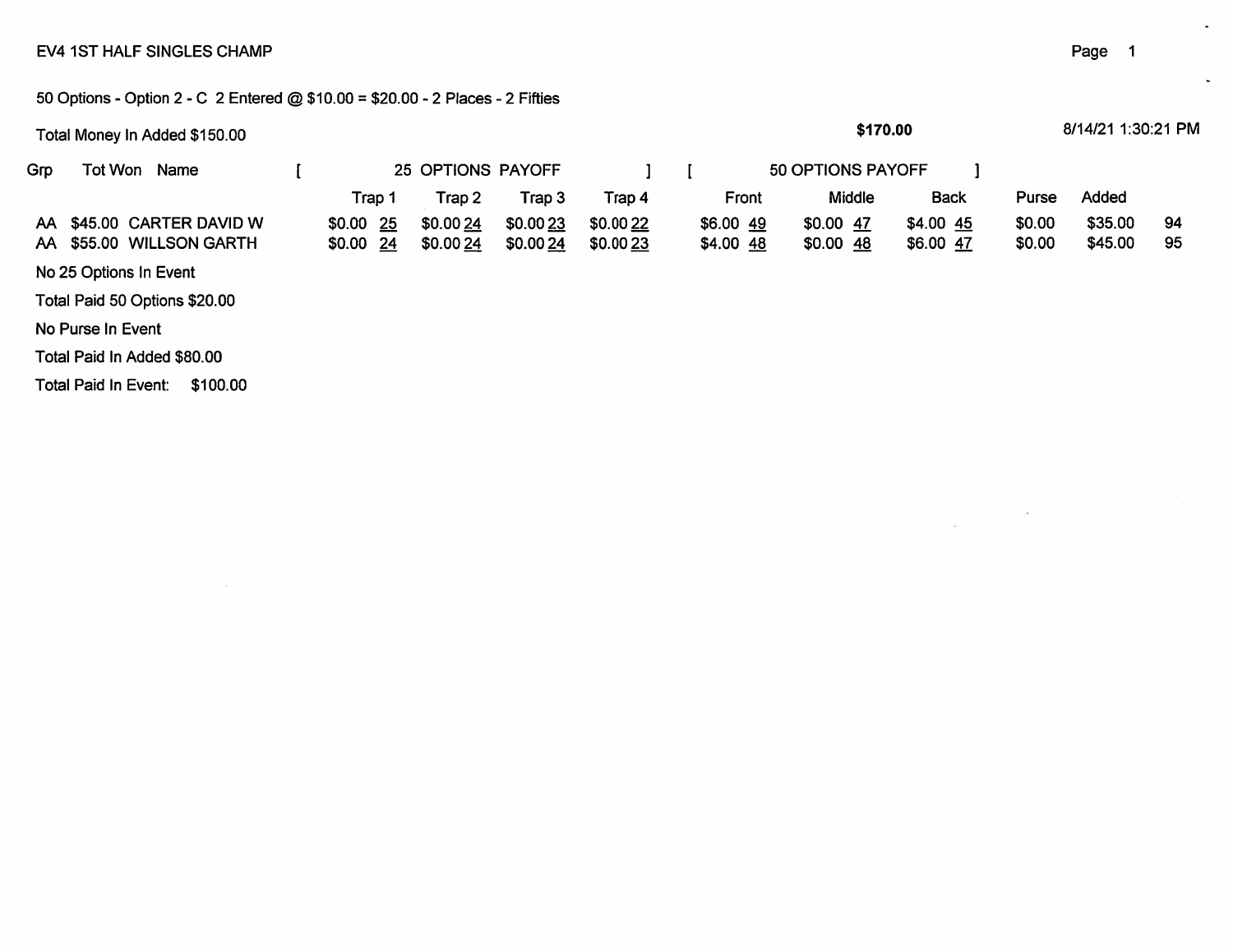EV4 1ST HALF SINGLES CHAMP

50 Options - Option 2 - C 2 Entered @ $10.00 = $20.00 - 2 Places - 2 Fifties

Total Money In Added $150.00 **$170.00** 8/14/21 1:30:21 PM

| Grp | Tot Won | Name | [ 25 OPTIONS PAYOFF ] | | | | [ 50 OPTIONS PAYOFF ] | | | | | |
|---|---|---|---|---|---|---|---|---|---|---|---|---|
| | | | Trap 1 | Trap 2 | Trap 3 | Trap 4 | Front | Middle | Back | Purse | Added | |
| AA | $45.00 | CARTER DAVID W | $0.00 25 | $0.00 24 | $0.00 23 | $0.00 22 | $6.00 49 | $0.00 47 | $4.00 45 | $0.00 | $35.00 | 94 |
| AA | $55.00 | WILLSON GARTH | $0.00 24 | $0.00 24 | $0.00 24 | $0.00 23 | $4.00 48 | $0.00 48 | $6.00 47 | $0.00 | $45.00 | 95 |

No 25 Options In Event

Total Paid 50 Options $20.00

No Purse In Event

Total Paid In Added $80.00

Total Paid In Event: $100.00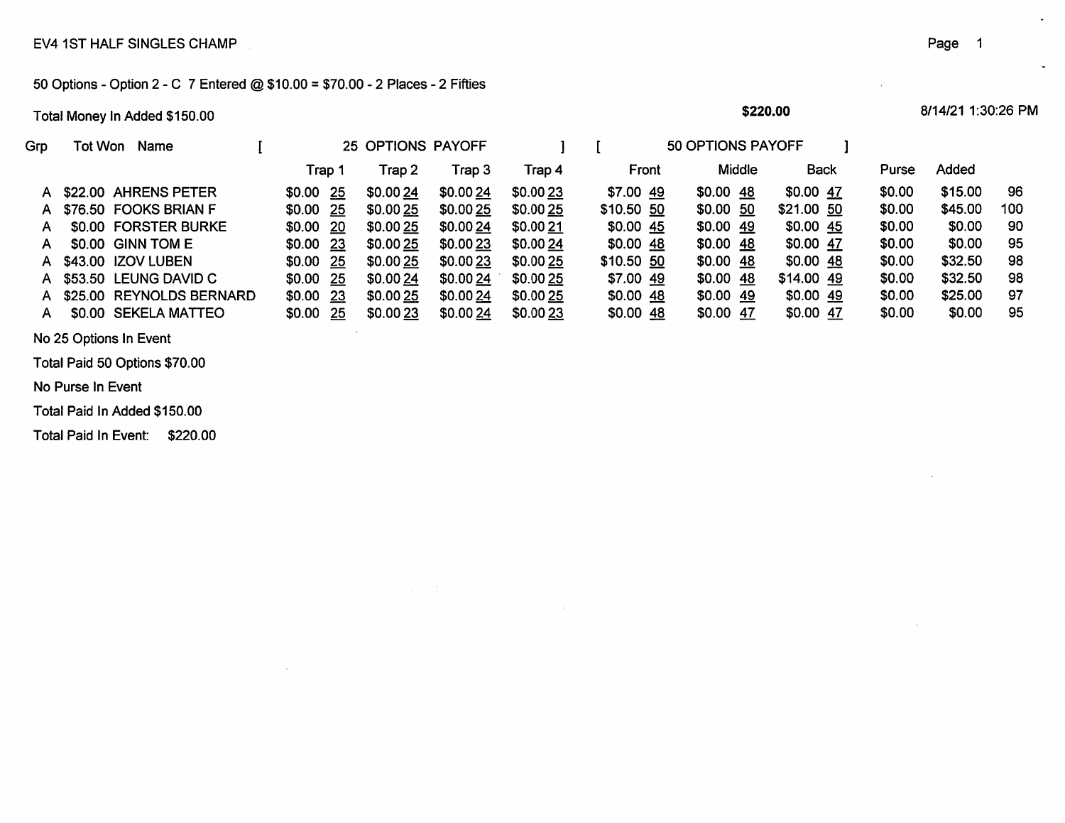EV4 1ST HALF SINGLES CHAMP

50 Options - Option 2 - C 7 Entered @ $10.00 = $70.00 - 2 Places - 2 Fifties

Total Money In Added $150.00 **$220.00** 8/14/21 1:30:26 PM

| Grp | Tot Won | Name | [ 25 OPTIONS PAYOFF ] | | | | [ 50 OPTIONS PAYOFF ] | | | | | |
|---|---|---|---|---|---|---|---|---|---|---|---|---|
| | | | Trap 1 | Trap 2 | Trap 3 | Trap 4 | Front | Middle | Back | Purse | Added | |
| A | $22.00 | AHRENS PETER | $0.00 25 | $0.00 24 | $0.00 24 | $0.00 23 | $7.00 49 | $0.00 48 | $0.00 47 | $0.00 | $15.00 | 96 |
| A | $76.50 | FOOKS BRIAN F | $0.00 25 | $0.00 25 | $0.00 25 | $0.00 25 | $10.50 50 | $0.00 50 | $21.00 50 | $0.00 | $45.00 | 100 |
| A | $0.00 | FORSTER BURKE | $0.00 20 | $0.00 25 | $0.00 24 | $0.00 21 | $0.00 45 | $0.00 49 | $0.00 45 | $0.00 | $0.00 | 90 |
| A | $0.00 | GINN TOM E | $0.00 23 | $0.00 25 | $0.00 23 | $0.00 24 | $0.00 48 | $0.00 48 | $0.00 47 | $0.00 | $0.00 | 95 |
| A | $43.00 | IZOV LUBEN | $0.00 25 | $0.00 25 | $0.00 23 | $0.00 25 | $10.50 50 | $0.00 48 | $0.00 48 | $0.00 | $32.50 | 98 |
| A | $53.50 | LEUNG DAVID C | $0.00 25 | $0.00 24 | $0.00 24 | $0.00 25 | $7.00 49 | $0.00 48 | $14.00 49 | $0.00 | $32.50 | 98 |
| A | $25.00 | REYNOLDS BERNARD | $0.00 23 | $0.00 25 | $0.00 24 | $0.00 25 | $0.00 48 | $0.00 49 | $0.00 49 | $0.00 | $25.00 | 97 |
| A | $0.00 | SEKELA MATTEO | $0.00 25 | $0.00 23 | $0.00 24 | $0.00 23 | $0.00 48 | $0.00 47 | $0.00 47 | $0.00 | $0.00 | 95 |

No 25 Options In Event

Total Paid 50 Options $70.00

No Purse In Event

Total Paid In Added $150.00

Total Paid In Event: $220.00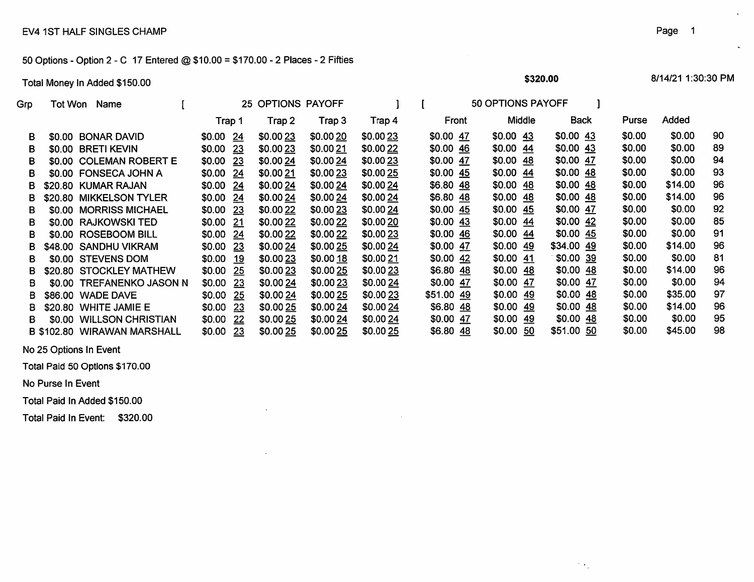EV4 1ST HALF SINGLES CHAMP

50 Options - Option 2 - C 17 Entered @ $10.00 = $170.00 - 2 Places - 2 Fifties

Total Money In Added $150.00 **$320.00** 8/14/21 1:30:30 PM

| Grp | Tot Won | Name | [ 25 OPTIONS PAYOFF | | | ] | [ 50 OPTIONS PAYOFF | | ] | | | |
|---|---|---|---|---|---|---|---|---|---|---|---|---|
| | | | Trap 1 | Trap 2 | Trap 3 | Trap 4 | Front | Middle | Back | Purse | Added | |
| B | $0.00 | BONAR DAVID | $0.00 24 | $0.00 23 | $0.00 20 | $0.00 23 | $0.00 47 | $0.00 43 | $0.00 43 | $0.00 | $0.00 | 90 |
| B | $0.00 | BRETI KEVIN | $0.00 23 | $0.00 23 | $0.00 21 | $0.00 22 | $0.00 46 | $0.00 44 | $0.00 43 | $0.00 | $0.00 | 89 |
| B | $0.00 | COLEMAN ROBERT E | $0.00 23 | $0.00 24 | $0.00 24 | $0.00 23 | $0.00 47 | $0.00 48 | $0.00 47 | $0.00 | $0.00 | 94 |
| B | $0.00 | FONSECA JOHN A | $0.00 24 | $0.00 21 | $0.00 23 | $0.00 25 | $0.00 45 | $0.00 44 | $0.00 48 | $0.00 | $0.00 | 93 |
| B | $20.80 | KUMAR RAJAN | $0.00 24 | $0.00 24 | $0.00 24 | $0.00 24 | $6.80 48 | $0.00 48 | $0.00 48 | $0.00 | $14.00 | 96 |
| B | $20.80 | MIKKELSON TYLER | $0.00 24 | $0.00 24 | $0.00 24 | $0.00 24 | $6.80 48 | $0.00 48 | $0.00 48 | $0.00 | $14.00 | 96 |
| B | $0.00 | MORRISS MICHAEL | $0.00 23 | $0.00 22 | $0.00 23 | $0.00 24 | $0.00 45 | $0.00 45 | $0.00 47 | $0.00 | $0.00 | 92 |
| B | $0.00 | RAJKOWSKI TED | $0.00 21 | $0.00 22 | $0.00 22 | $0.00 20 | $0.00 43 | $0.00 44 | $0.00 42 | $0.00 | $0.00 | 85 |
| B | $0.00 | ROSEBOOM BILL | $0.00 24 | $0.00 22 | $0.00 22 | $0.00 23 | $0.00 46 | $0.00 44 | $0.00 45 | $0.00 | $0.00 | 91 |
| B | $48.00 | SANDHU VIKRAM | $0.00 23 | $0.00 24 | $0.00 25 | $0.00 24 | $0.00 47 | $0.00 49 | $34.00 49 | $0.00 | $14.00 | 96 |
| B | $0.00 | STEVENS DOM | $0.00 19 | $0.00 23 | $0.00 18 | $0.00 21 | $0.00 42 | $0.00 41 | $0.00 39 | $0.00 | $0.00 | 81 |
| B | $20.80 | STOCKLEY MATHEW | $0.00 25 | $0.00 23 | $0.00 25 | $0.00 23 | $6.80 48 | $0.00 48 | $0.00 48 | $0.00 | $14.00 | 96 |
| B | $0.00 | TREFANENKO JASON N | $0.00 23 | $0.00 24 | $0.00 23 | $0.00 24 | $0.00 47 | $0.00 47 | $0.00 47 | $0.00 | $0.00 | 94 |
| B | $86.00 | WADE DAVE | $0.00 25 | $0.00 24 | $0.00 25 | $0.00 23 | $51.00 49 | $0.00 49 | $0.00 48 | $0.00 | $35.00 | 97 |
| B | $20.80 | WHITE JAMIE E | $0.00 23 | $0.00 25 | $0.00 24 | $0.00 24 | $6.80 48 | $0.00 49 | $0.00 48 | $0.00 | $14.00 | 96 |
| B | $0.00 | WILLSON CHRISTIAN | $0.00 22 | $0.00 25 | $0.00 24 | $0.00 24 | $0.00 47 | $0.00 49 | $0.00 48 | $0.00 | $0.00 | 95 |
| B | $102.80 | WIRAWAN MARSHALL | $0.00 23 | $0.00 25 | $0.00 25 | $0.00 25 | $6.80 48 | $0.00 50 | $51.00 50 | $0.00 | $45.00 | 98 |

No 25 Options In Event

Total Paid 50 Options $170.00

No Purse In Event

Total Paid In Added $150.00

Total Paid In Event: $320.00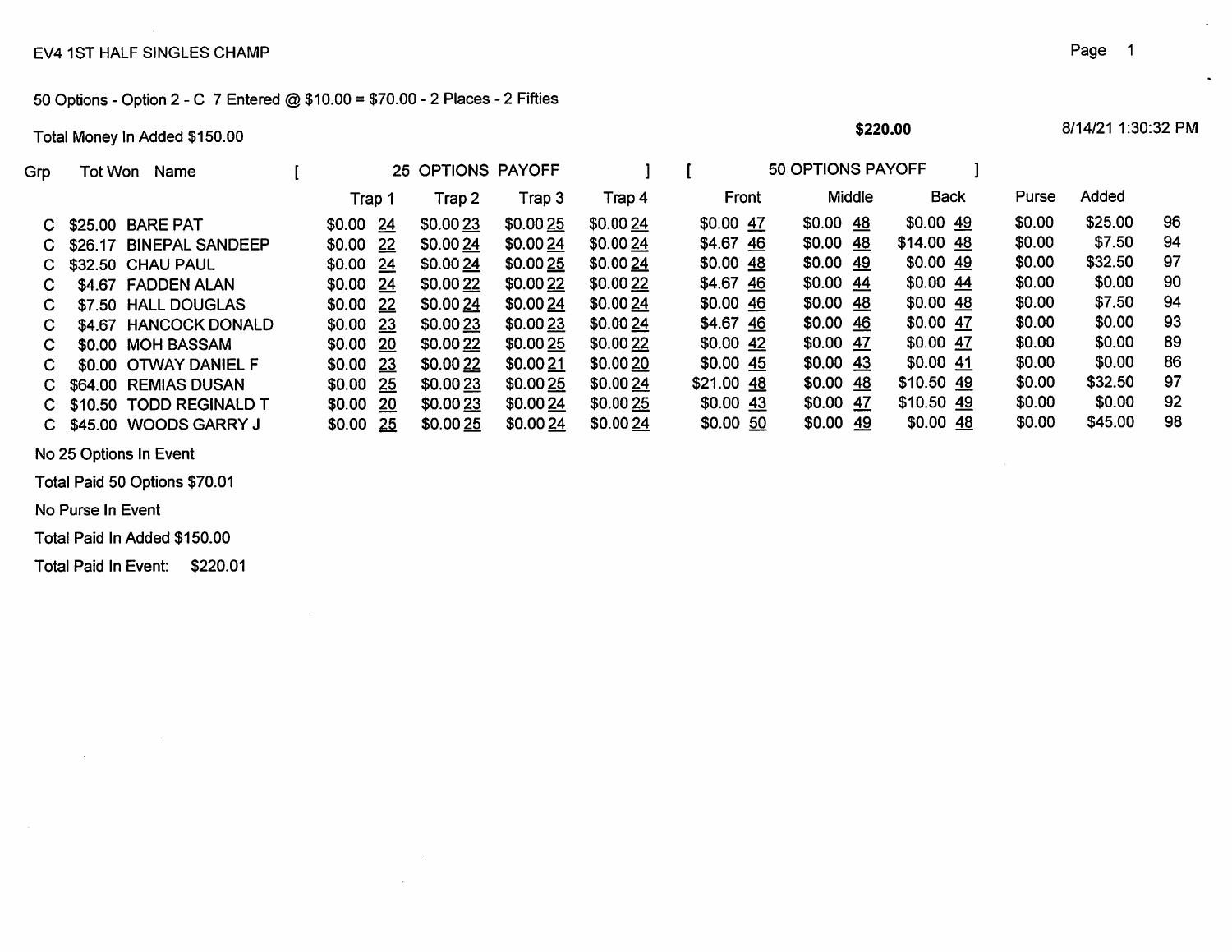EV4 1ST HALF SINGLES CHAMP

50 Options - Option 2 - C 7 Entered @ $10.00 = $70.00 - 2 Places - 2 Fifties

Total Money In Added $150.00

**$220.00**

8/14/21 1:30:32 PM

| Grp | Tot Won | Name | 25 OPTIONS PAYOFF | | | | 50 OPTIONS PAYOFF | | | | | |
|---|---|---|---|---|---|---|---|---|---|---|---|---|
| | | | Trap 1 | Trap 2 | Trap 3 | Trap 4 | Front | Middle | Back | Purse | Added | |
| C | $25.00 | BARE PAT | $0.00 24 | $0.00 23 | $0.00 25 | $0.00 24 | $0.00 47 | $0.00 48 | $0.00 49 | $0.00 | $25.00 | 96 |
| C | $26.17 | BINEPAL SANDEEP | $0.00 22 | $0.00 24 | $0.00 24 | $0.00 24 | $4.67 46 | $0.00 48 | $14.00 48 | $0.00 | $7.50 | 94 |
| C | $32.50 | CHAU PAUL | $0.00 24 | $0.00 24 | $0.00 25 | $0.00 24 | $0.00 48 | $0.00 49 | $0.00 49 | $0.00 | $32.50 | 97 |
| C | $4.67 | FADDEN ALAN | $0.00 24 | $0.00 22 | $0.00 22 | $0.00 22 | $4.67 46 | $0.00 44 | $0.00 44 | $0.00 | $0.00 | 90 |
| C | $7.50 | HALL DOUGLAS | $0.00 22 | $0.00 24 | $0.00 24 | $0.00 24 | $0.00 46 | $0.00 48 | $0.00 48 | $0.00 | $7.50 | 94 |
| C | $4.67 | HANCOCK DONALD | $0.00 23 | $0.00 23 | $0.00 23 | $0.00 24 | $4.67 46 | $0.00 46 | $0.00 47 | $0.00 | $0.00 | 93 |
| C | $0.00 | MOH BASSAM | $0.00 20 | $0.00 22 | $0.00 25 | $0.00 22 | $0.00 42 | $0.00 47 | $0.00 47 | $0.00 | $0.00 | 89 |
| C | $0.00 | OTWAY DANIEL F | $0.00 23 | $0.00 22 | $0.00 21 | $0.00 20 | $0.00 45 | $0.00 43 | $0.00 41 | $0.00 | $0.00 | 86 |
| C | $64.00 | REMIAS DUSAN | $0.00 25 | $0.00 23 | $0.00 25 | $0.00 24 | $21.00 48 | $0.00 48 | $10.50 49 | $0.00 | $32.50 | 97 |
| C | $10.50 | TODD REGINALD T | $0.00 20 | $0.00 23 | $0.00 24 | $0.00 25 | $0.00 43 | $0.00 47 | $10.50 49 | $0.00 | $0.00 | 92 |
| C | $45.00 | WOODS GARRY J | $0.00 25 | $0.00 25 | $0.00 24 | $0.00 24 | $0.00 50 | $0.00 49 | $0.00 48 | $0.00 | $45.00 | 98 |

No 25 Options In Event

Total Paid 50 Options $70.01

No Purse In Event

Total Paid In Added $150.00

Total Paid In Event: $220.01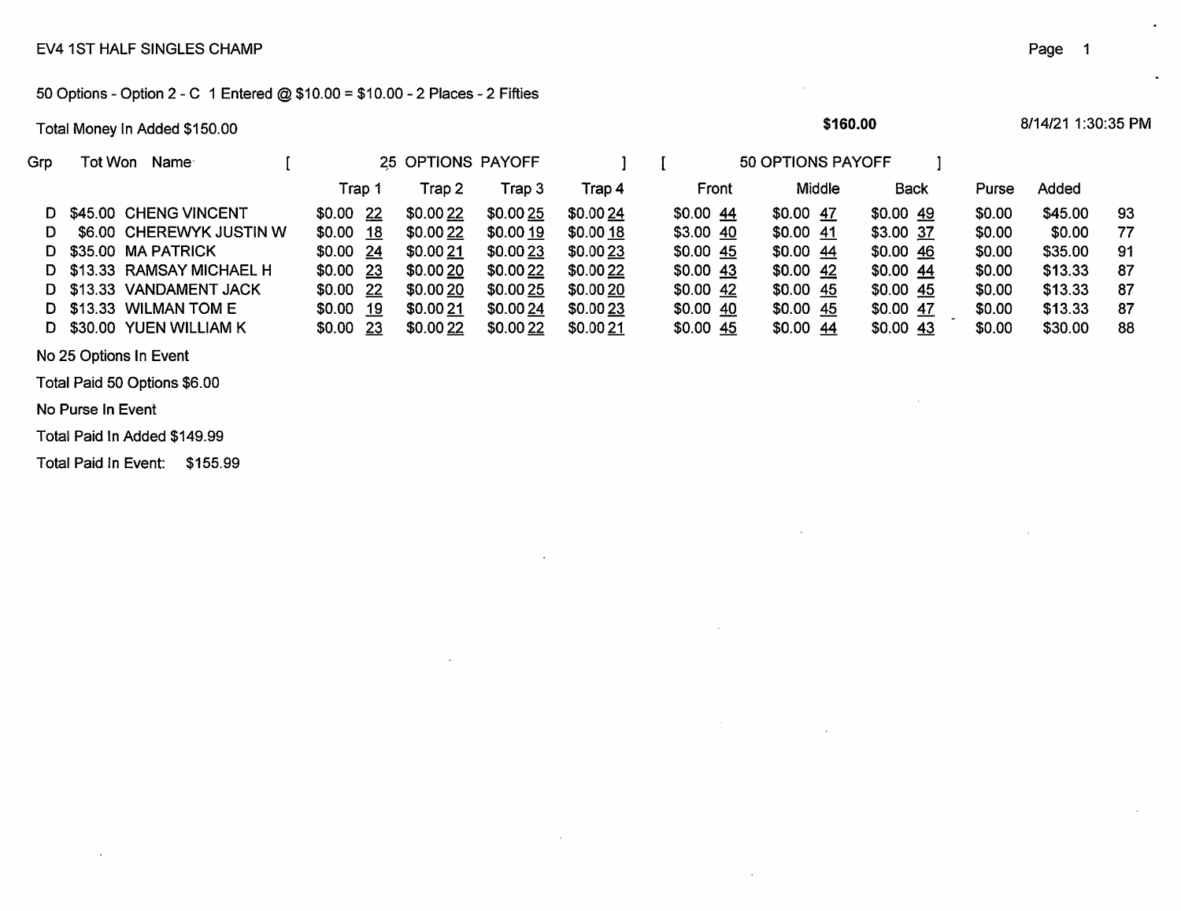EV4 1ST HALF SINGLES CHAMP

50 Options - Option 2 - C 1 Entered @ $10.00 = $10.00 - 2 Places - 2 Fifties

Total Money In Added $150.00 **$160.00** 8/14/21 1:30:35 PM

| Grp | Tot Won | Name | [ 25 OPTIONS PAYOFF ] | | | | [ 50 OPTIONS PAYOFF ] | | | Purse | Added | |
|---|---|---|---|---|---|---|---|---|---|---|---|---|
| | | | Trap 1 | Trap 2 | Trap 3 | Trap 4 | Front | Middle | Back | | | |
| D | $45.00 | CHENG VINCENT | $0.00 22 | $0.00 22 | $0.00 25 | $0.00 24 | $0.00 44 | $0.00 47 | $0.00 49 | $0.00 | $45.00 | 93 |
| D | $6.00 | CHEREWYK JUSTIN W | $0.00 18 | $0.00 22 | $0.00 19 | $0.00 18 | $3.00 40 | $0.00 41 | $3.00 37 | $0.00 | $0.00 | 77 |
| D | $35.00 | MA PATRICK | $0.00 24 | $0.00 21 | $0.00 23 | $0.00 23 | $0.00 45 | $0.00 44 | $0.00 46 | $0.00 | $35.00 | 91 |
| D | $13.33 | RAMSAY MICHAEL H | $0.00 23 | $0.00 20 | $0.00 22 | $0.00 22 | $0.00 43 | $0.00 42 | $0.00 44 | $0.00 | $13.33 | 87 |
| D | $13.33 | VANDAMENT JACK | $0.00 22 | $0.00 20 | $0.00 25 | $0.00 20 | $0.00 42 | $0.00 45 | $0.00 45 | $0.00 | $13.33 | 87 |
| D | $13.33 | WILMAN TOM E | $0.00 19 | $0.00 21 | $0.00 24 | $0.00 23 | $0.00 40 | $0.00 45 | $0.00 47 | $0.00 | $13.33 | 87 |
| D | $30.00 | YUEN WILLIAM K | $0.00 23 | $0.00 22 | $0.00 22 | $0.00 21 | $0.00 45 | $0.00 44 | $0.00 43 | $0.00 | $30.00 | 88 |

No 25 Options In Event

Total Paid 50 Options $6.00

No Purse In Event

Total Paid In Added $149.99

Total Paid In Event: $155.99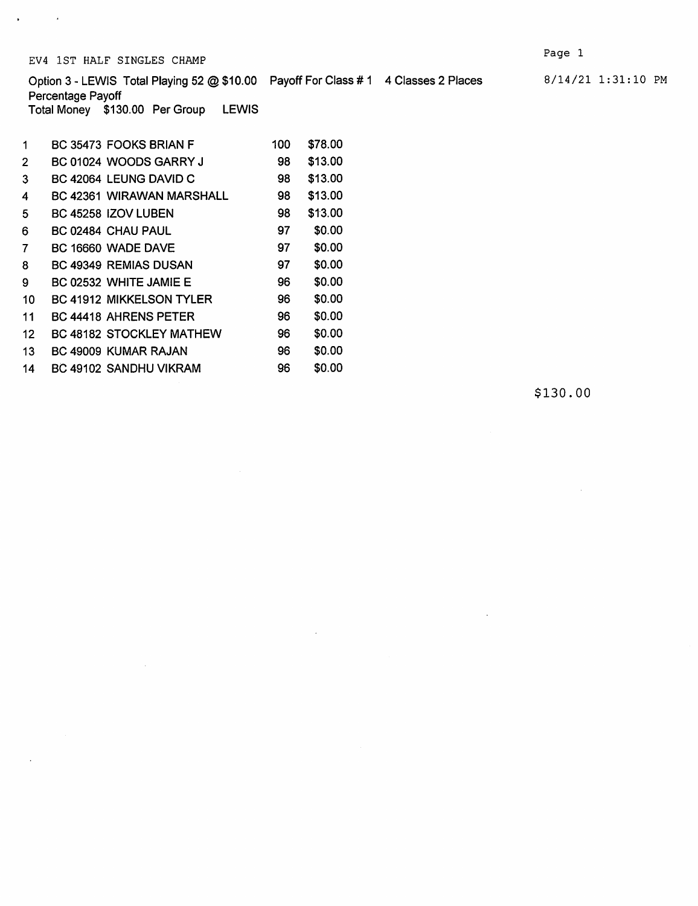EV4 1ST HALF SINGLES CHAMP

Option 3 - LEWIS Total Playing 52 @ $10.00 Payoff For Class # 1 4 Classes 2 Places

8/14/21 1:31:10 PM

Percentage Payoff

Total Money $130.00 Per Group LEWIS

| | | | |
|---|---|---|---|
| 1 | BC 35473 FOOKS BRIAN F | 100 | $78.00 |
| 2 | BC 01024 WOODS GARRY J | 98 | $13.00 |
| 3 | BC 42064 LEUNG DAVID C | 98 | $13.00 |
| 4 | BC 42361 WIRAWAN MARSHALL | 98 | $13.00 |
| 5 | BC 45258 IZOV LUBEN | 98 | $13.00 |
| 6 | BC 02484 CHAU PAUL | 97 | $0.00 |
| 7 | BC 16660 WADE DAVE | 97 | $0.00 |
| 8 | BC 49349 REMIAS DUSAN | 97 | $0.00 |
| 9 | BC 02532 WHITE JAMIE E | 96 | $0.00 |
| 10 | BC 41912 MIKKELSON TYLER | 96 | $0.00 |
| 11 | BC 44418 AHRENS PETER | 96 | $0.00 |
| 12 | BC 48182 STOCKLEY MATHEW | 96 | $0.00 |
| 13 | BC 49009 KUMAR RAJAN | 96 | $0.00 |
| 14 | BC 49102 SANDHU VIKRAM | 96 | $0.00 |

$130.00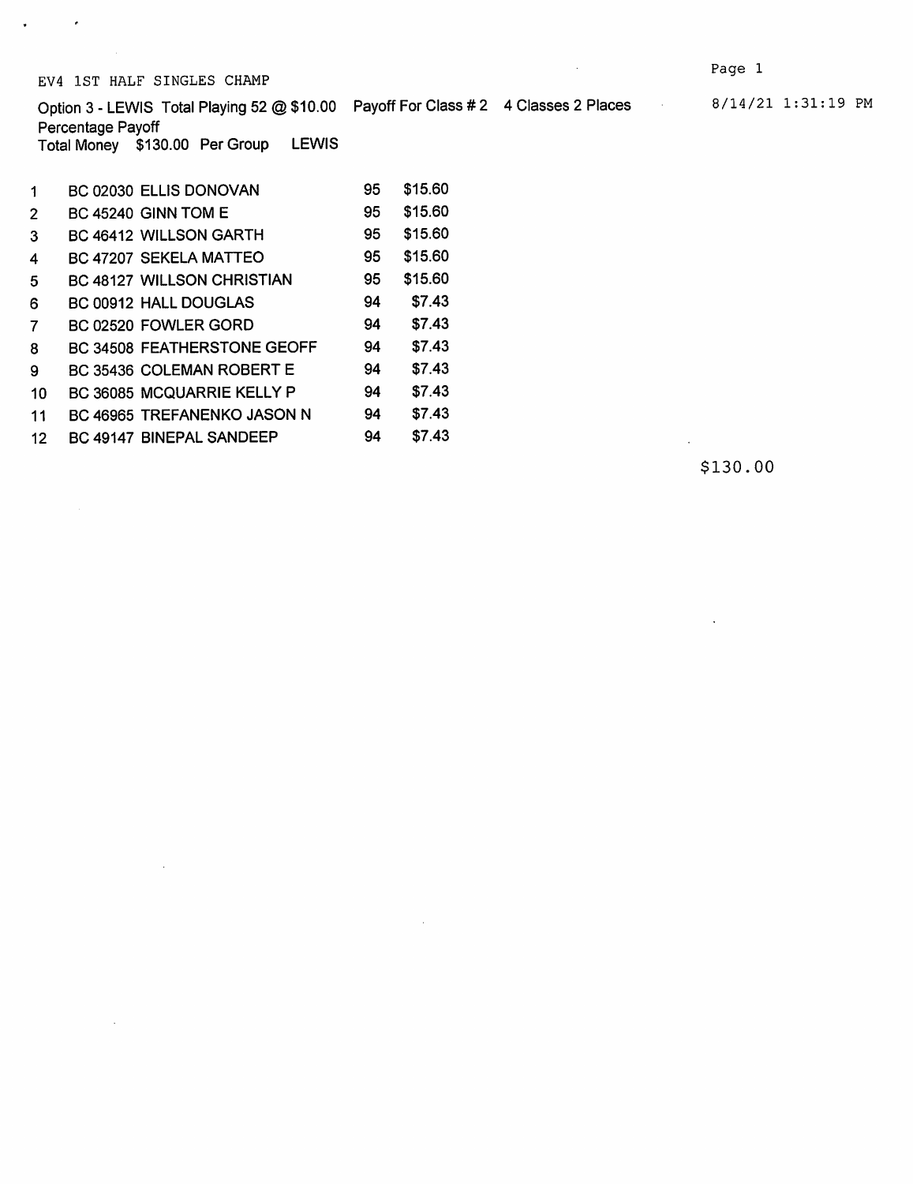EV4 1ST HALF SINGLES CHAMP

8/14/21 1:31:19 PM

Option 3 - LEWIS Total Playing 52 @ $10.00 Payoff For Class # 2 4 Classes 2 Places

Percentage Payoff

Total Money $130.00 Per Group LEWIS

| | | | | |
|---|---|---|---|---|
| 1 | BC 02030 | ELLIS DONOVAN | 95 | $15.60 |
| 2 | BC 45240 | GINN TOM E | 95 | $15.60 |
| 3 | BC 46412 | WILLSON GARTH | 95 | $15.60 |
| 4 | BC 47207 | SEKELA MATTEO | 95 | $15.60 |
| 5 | BC 48127 | WILLSON CHRISTIAN | 95 | $15.60 |
| 6 | BC 00912 | HALL DOUGLAS | 94 | $7.43 |
| 7 | BC 02520 | FOWLER GORD | 94 | $7.43 |
| 8 | BC 34508 | FEATHERSTONE GEOFF | 94 | $7.43 |
| 9 | BC 35436 | COLEMAN ROBERT E | 94 | $7.43 |
| 10 | BC 36085 | MCQUARRIE KELLY P | 94 | $7.43 |
| 11 | BC 46965 | TREFANENKO JASON N | 94 | $7.43 |
| 12 | BC 49147 | BINEPAL SANDEEP | 94 | $7.43 |

$130.00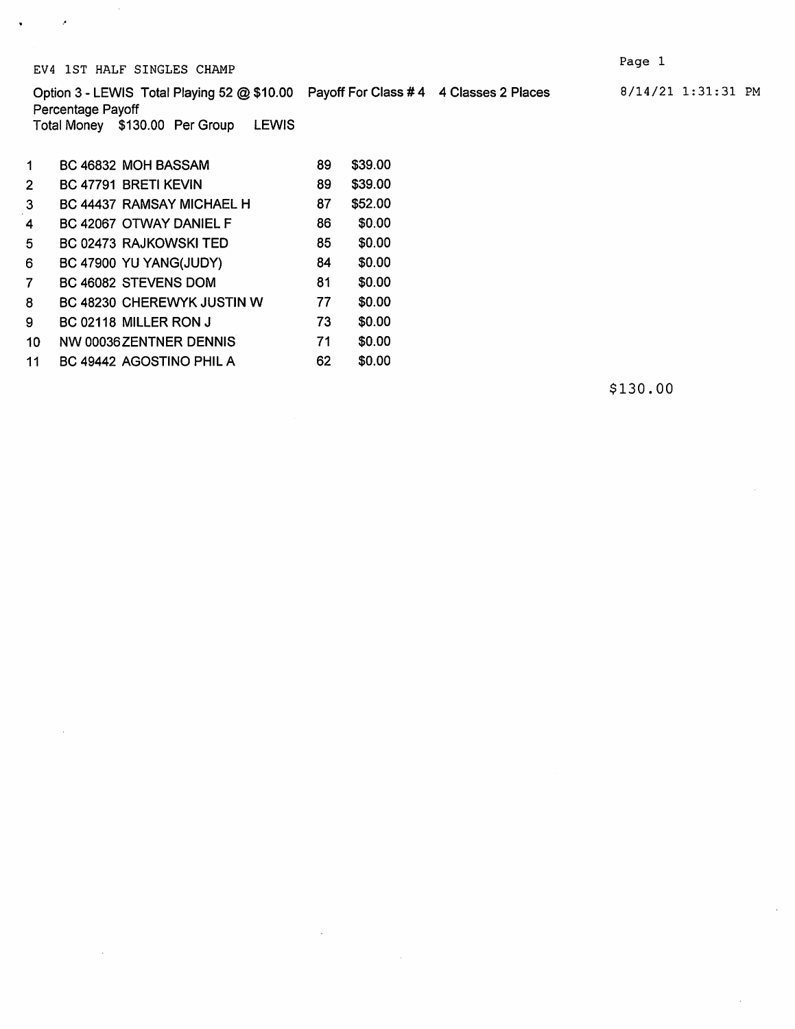EV4 1ST HALF SINGLES CHAMP

Option 3 - LEWIS Total Playing 52 @ $10.00 Payoff For Class # 4 4 Classes 2 Places

8/14/21 1:31:31 PM

Percentage Payoff

Total Money $130.00 Per Group LEWIS

| | | | |
|---|---|---|---|
| 1 | BC 46832 MOH BASSAM | 89 | $39.00 |
| 2 | BC 47791 BRETI KEVIN | 89 | $39.00 |
| 3 | BC 44437 RAMSAY MICHAEL H | 87 | $52.00 |
| 4 | BC 42067 OTWAY DANIEL F | 86 | $0.00 |
| 5 | BC 02473 RAJKOWSKI TED | 85 | $0.00 |
| 6 | BC 47900 YU YANG(JUDY) | 84 | $0.00 |
| 7 | BC 46082 STEVENS DOM | 81 | $0.00 |
| 8 | BC 48230 CHEREWYK JUSTIN W | 77 | $0.00 |
| 9 | BC 02118 MILLER RON J | 73 | $0.00 |
| 10 | NW 00036 ZENTNER DENNIS | 71 | $0.00 |
| 11 | BC 49442 AGOSTINO PHIL A | 62 | $0.00 |

$130.00